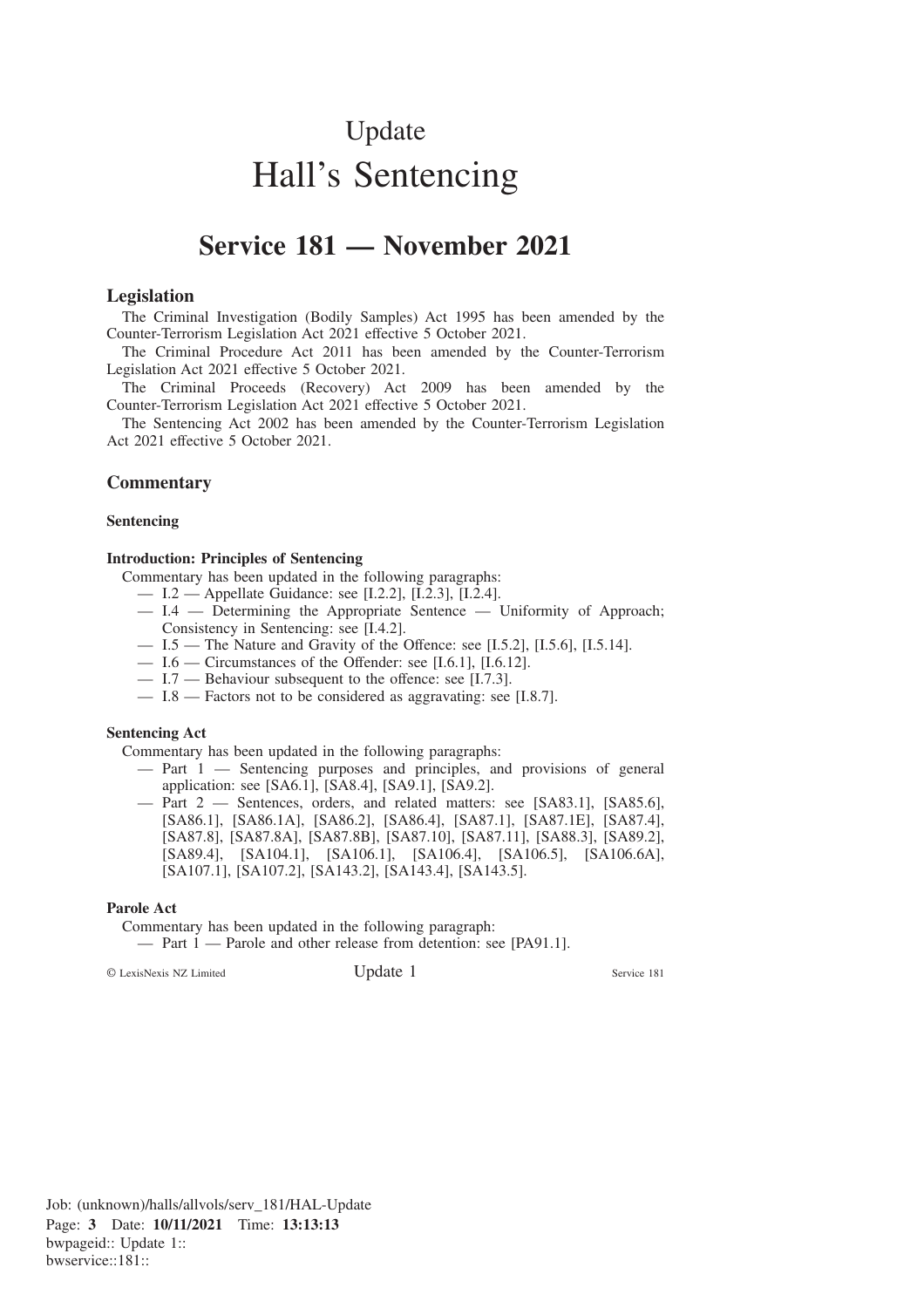# Update
# Hall's Sentencing

## Service 181 — November 2021

### Legislation

The Criminal Investigation (Bodily Samples) Act 1995 has been amended by the Counter-Terrorism Legislation Act 2021 effective 5 October 2021.

The Criminal Procedure Act 2011 has been amended by the Counter-Terrorism Legislation Act 2021 effective 5 October 2021.

The Criminal Proceeds (Recovery) Act 2009 has been amended by the Counter-Terrorism Legislation Act 2021 effective 5 October 2021.

The Sentencing Act 2002 has been amended by the Counter-Terrorism Legislation Act 2021 effective 5 October 2021.

### Commentary

**Sentencing**

**Introduction: Principles of Sentencing**

Commentary has been updated in the following paragraphs:

- I.2 — Appellate Guidance: see [I.2.2], [I.2.3], [I.2.4].
- I.4 — Determining the Appropriate Sentence — Uniformity of Approach; Consistency in Sentencing: see [I.4.2].
- I.5 — The Nature and Gravity of the Offence: see [I.5.2], [I.5.6], [I.5.14].
- I.6 — Circumstances of the Offender: see [I.6.1], [I.6.12].
- I.7 — Behaviour subsequent to the offence: see [I.7.3].
- I.8 — Factors not to be considered as aggravating: see [I.8.7].

**Sentencing Act**

Commentary has been updated in the following paragraphs:

- Part 1 — Sentencing purposes and principles, and provisions of general application: see [SA6.1], [SA8.4], [SA9.1], [SA9.2].
- Part 2 — Sentences, orders, and related matters: see [SA83.1], [SA85.6], [SA86.1], [SA86.1A], [SA86.2], [SA86.4], [SA87.1], [SA87.1E], [SA87.4], [SA87.8], [SA87.8A], [SA87.8B], [SA87.10], [SA87.11], [SA88.3], [SA89.2], [SA89.4], [SA104.1], [SA106.1], [SA106.4], [SA106.5], [SA106.6A], [SA107.1], [SA107.2], [SA143.2], [SA143.4], [SA143.5].

**Parole Act**

Commentary has been updated in the following paragraph:

- Part 1 — Parole and other release from detention: see [PA91.1].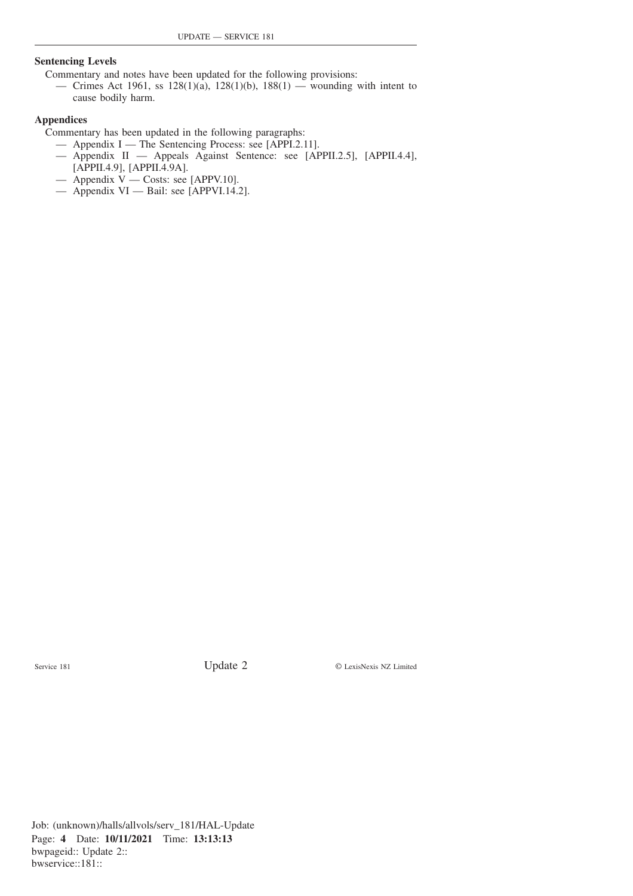**Sentencing Levels**

Commentary and notes have been updated for the following provisions:

- — Crimes Act 1961, ss 128(1)(a), 128(1)(b), 188(1) — wounding with intent to cause bodily harm.

**Appendices**

Commentary has been updated in the following paragraphs:

- — Appendix I — The Sentencing Process: see [APPI.2.11].
- — Appendix II — Appeals Against Sentence: see [APPII.2.5], [APPII.4.4], [APPII.4.9], [APPII.4.9A].
- — Appendix V — Costs: see [APPV.10].
- — Appendix VI — Bail: see [APPVI.14.2].